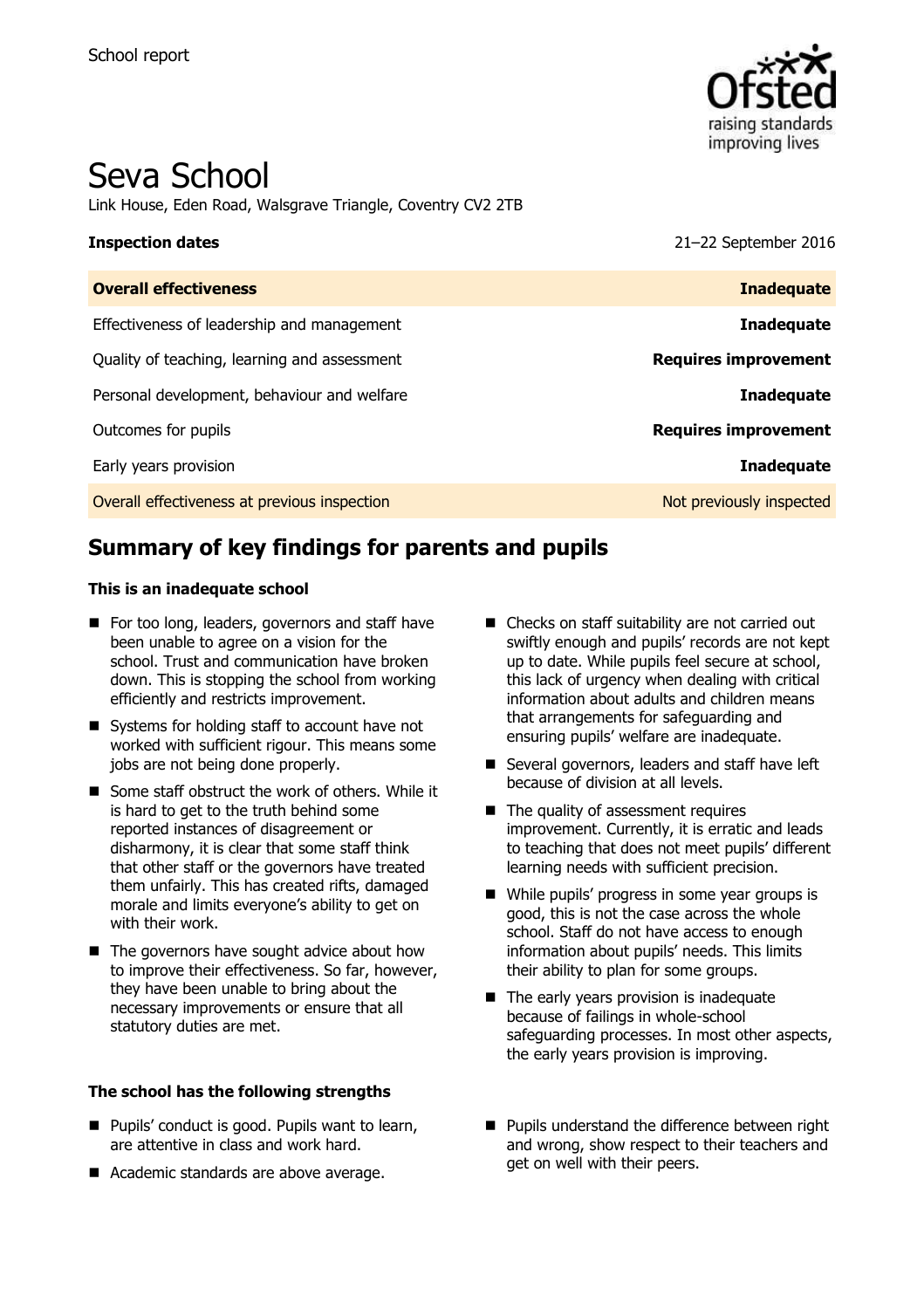School report

# Seva School

Link House, Eden Road, Walsgrave Triangle, Coventry CV2 2TB

| **Inspection dates** | 21–22 September 2016 |
| --- | --- |
| **Overall effectiveness** | **Inadequate** |
| Effectiveness of leadership and management | **Inadequate** |
| Quality of teaching, learning and assessment | **Requires improvement** |
| Personal development, behaviour and welfare | **Inadequate** |
| Outcomes for pupils | **Requires improvement** |
| Early years provision | **Inadequate** |
| Overall effectiveness at previous inspection | Not previously inspected |

## Summary of key findings for parents and pupils

### This is an inadequate school

- For too long, leaders, governors and staff have been unable to agree on a vision for the school. Trust and communication have broken down. This is stopping the school from working efficiently and restricts improvement.
- Systems for holding staff to account have not worked with sufficient rigour. This means some jobs are not being done properly.
- Some staff obstruct the work of others. While it is hard to get to the truth behind some reported instances of disagreement or disharmony, it is clear that some staff think that other staff or the governors have treated them unfairly. This has created rifts, damaged morale and limits everyone's ability to get on with their work.
- The governors have sought advice about how to improve their effectiveness. So far, however, they have been unable to bring about the necessary improvements or ensure that all statutory duties are met.
- Checks on staff suitability are not carried out swiftly enough and pupils' records are not kept up to date. While pupils feel secure at school, this lack of urgency when dealing with critical information about adults and children means that arrangements for safeguarding and ensuring pupils' welfare are inadequate.
- Several governors, leaders and staff have left because of division at all levels.
- The quality of assessment requires improvement. Currently, it is erratic and leads to teaching that does not meet pupils' different learning needs with sufficient precision.
- While pupils' progress in some year groups is good, this is not the case across the whole school. Staff do not have access to enough information about pupils' needs. This limits their ability to plan for some groups.
- The early years provision is inadequate because of failings in whole-school safeguarding processes. In most other aspects, the early years provision is improving.

### The school has the following strengths

- Pupils' conduct is good. Pupils want to learn, are attentive in class and work hard.
- Academic standards are above average.
- Pupils understand the difference between right and wrong, show respect to their teachers and get on well with their peers.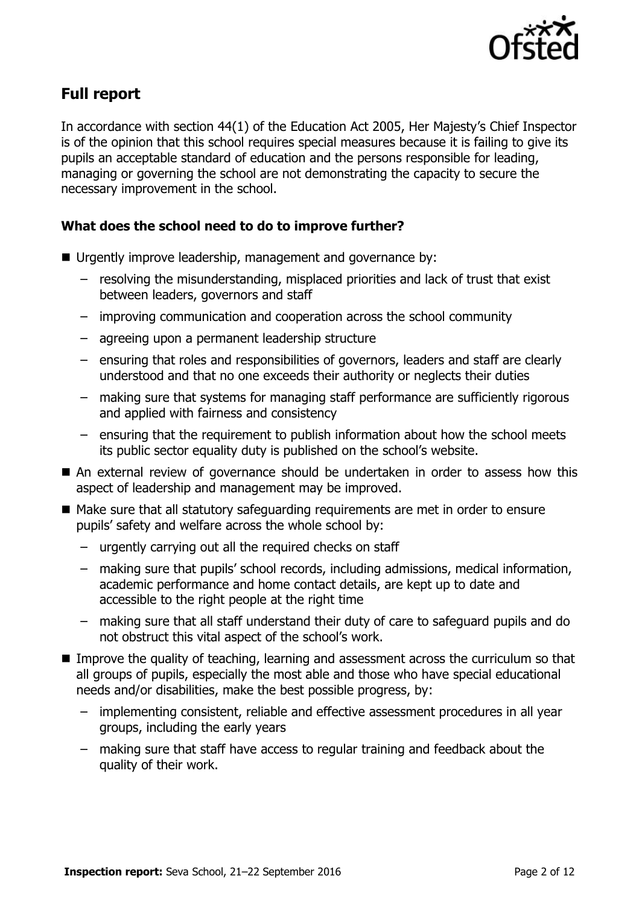## Full report

In accordance with section 44(1) of the Education Act 2005, Her Majesty's Chief Inspector is of the opinion that this school requires special measures because it is failing to give its pupils an acceptable standard of education and the persons responsible for leading, managing or governing the school are not demonstrating the capacity to secure the necessary improvement in the school.

### What does the school need to do to improve further?

- Urgently improve leadership, management and governance by:
  - resolving the misunderstanding, misplaced priorities and lack of trust that exist between leaders, governors and staff
  - improving communication and cooperation across the school community
  - agreeing upon a permanent leadership structure
  - ensuring that roles and responsibilities of governors, leaders and staff are clearly understood and that no one exceeds their authority or neglects their duties
  - making sure that systems for managing staff performance are sufficiently rigorous and applied with fairness and consistency
  - ensuring that the requirement to publish information about how the school meets its public sector equality duty is published on the school's website.
- An external review of governance should be undertaken in order to assess how this aspect of leadership and management may be improved.
- Make sure that all statutory safeguarding requirements are met in order to ensure pupils' safety and welfare across the whole school by:
  - urgently carrying out all the required checks on staff
  - making sure that pupils' school records, including admissions, medical information, academic performance and home contact details, are kept up to date and accessible to the right people at the right time
  - making sure that all staff understand their duty of care to safeguard pupils and do not obstruct this vital aspect of the school's work.
- Improve the quality of teaching, learning and assessment across the curriculum so that all groups of pupils, especially the most able and those who have special educational needs and/or disabilities, make the best possible progress, by:
  - implementing consistent, reliable and effective assessment procedures in all year groups, including the early years
  - making sure that staff have access to regular training and feedback about the quality of their work.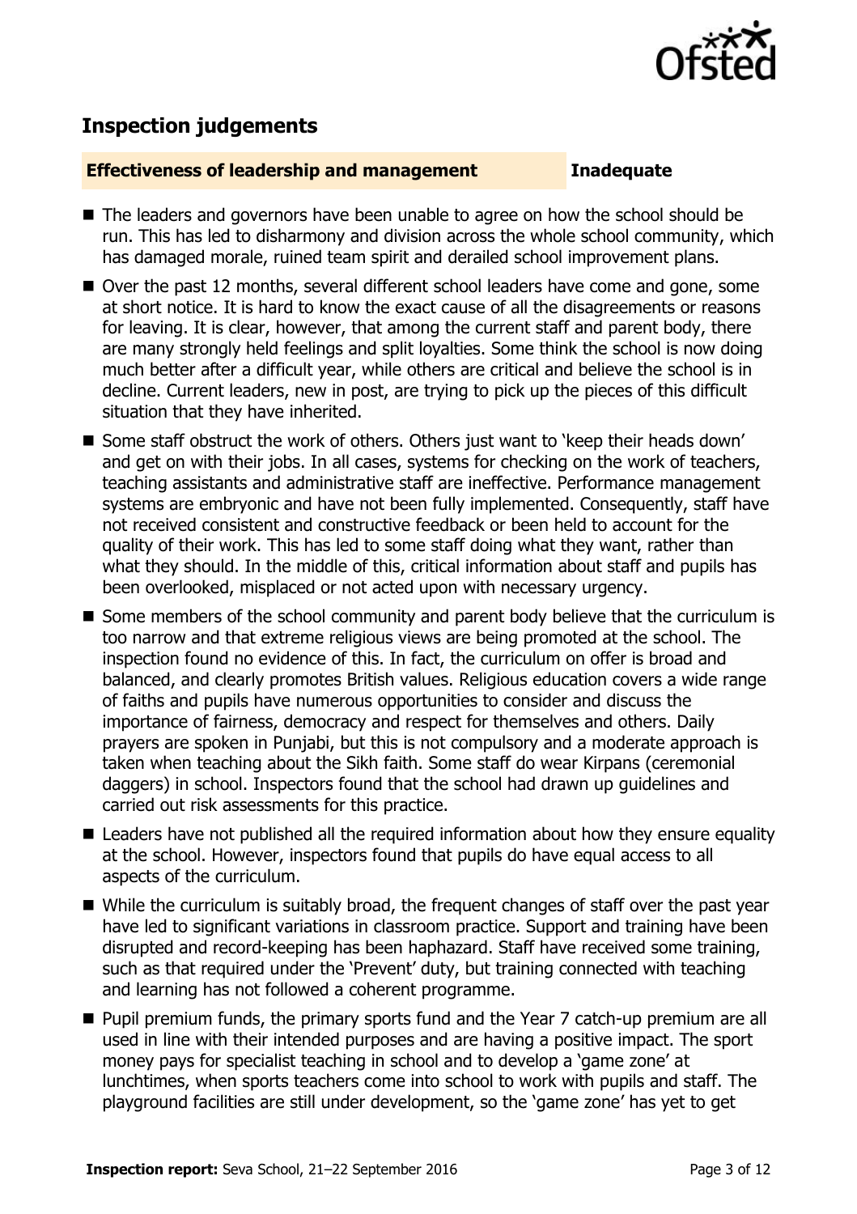## Inspection judgements

| **Effectiveness of leadership and management** | **Inadequate** |
|---|---|

- The leaders and governors have been unable to agree on how the school should be run. This has led to disharmony and division across the whole school community, which has damaged morale, ruined team spirit and derailed school improvement plans.
- Over the past 12 months, several different school leaders have come and gone, some at short notice. It is hard to know the exact cause of all the disagreements or reasons for leaving. It is clear, however, that among the current staff and parent body, there are many strongly held feelings and split loyalties. Some think the school is now doing much better after a difficult year, while others are critical and believe the school is in decline. Current leaders, new in post, are trying to pick up the pieces of this difficult situation that they have inherited.
- Some staff obstruct the work of others. Others just want to 'keep their heads down' and get on with their jobs. In all cases, systems for checking on the work of teachers, teaching assistants and administrative staff are ineffective. Performance management systems are embryonic and have not been fully implemented. Consequently, staff have not received consistent and constructive feedback or been held to account for the quality of their work. This has led to some staff doing what they want, rather than what they should. In the middle of this, critical information about staff and pupils has been overlooked, misplaced or not acted upon with necessary urgency.
- Some members of the school community and parent body believe that the curriculum is too narrow and that extreme religious views are being promoted at the school. The inspection found no evidence of this. In fact, the curriculum on offer is broad and balanced, and clearly promotes British values. Religious education covers a wide range of faiths and pupils have numerous opportunities to consider and discuss the importance of fairness, democracy and respect for themselves and others. Daily prayers are spoken in Punjabi, but this is not compulsory and a moderate approach is taken when teaching about the Sikh faith. Some staff do wear Kirpans (ceremonial daggers) in school. Inspectors found that the school had drawn up guidelines and carried out risk assessments for this practice.
- Leaders have not published all the required information about how they ensure equality at the school. However, inspectors found that pupils do have equal access to all aspects of the curriculum.
- While the curriculum is suitably broad, the frequent changes of staff over the past year have led to significant variations in classroom practice. Support and training have been disrupted and record-keeping has been haphazard. Staff have received some training, such as that required under the 'Prevent' duty, but training connected with teaching and learning has not followed a coherent programme.
- Pupil premium funds, the primary sports fund and the Year 7 catch-up premium are all used in line with their intended purposes and are having a positive impact. The sport money pays for specialist teaching in school and to develop a 'game zone' at lunchtimes, when sports teachers come into school to work with pupils and staff. The playground facilities are still under development, so the 'game zone' has yet to get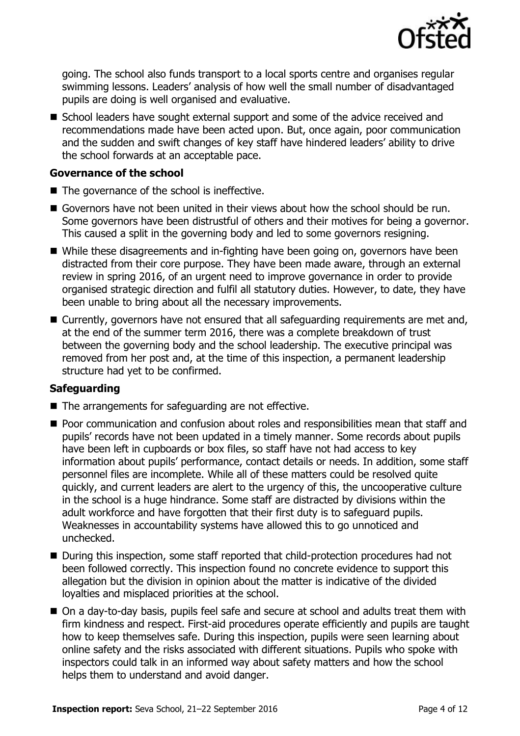going. The school also funds transport to a local sports centre and organises regular swimming lessons. Leaders' analysis of how well the small number of disadvantaged pupils are doing is well organised and evaluative.

- School leaders have sought external support and some of the advice received and recommendations made have been acted upon. But, once again, poor communication and the sudden and swift changes of key staff have hindered leaders' ability to drive the school forwards at an acceptable pace.

### Governance of the school

- The governance of the school is ineffective.
- Governors have not been united in their views about how the school should be run. Some governors have been distrustful of others and their motives for being a governor. This caused a split in the governing body and led to some governors resigning.
- While these disagreements and in-fighting have been going on, governors have been distracted from their core purpose. They have been made aware, through an external review in spring 2016, of an urgent need to improve governance in order to provide organised strategic direction and fulfil all statutory duties. However, to date, they have been unable to bring about all the necessary improvements.
- Currently, governors have not ensured that all safeguarding requirements are met and, at the end of the summer term 2016, there was a complete breakdown of trust between the governing body and the school leadership. The executive principal was removed from her post and, at the time of this inspection, a permanent leadership structure had yet to be confirmed.

### Safeguarding

- The arrangements for safeguarding are not effective.
- Poor communication and confusion about roles and responsibilities mean that staff and pupils' records have not been updated in a timely manner. Some records about pupils have been left in cupboards or box files, so staff have not had access to key information about pupils' performance, contact details or needs. In addition, some staff personnel files are incomplete. While all of these matters could be resolved quite quickly, and current leaders are alert to the urgency of this, the uncooperative culture in the school is a huge hindrance. Some staff are distracted by divisions within the adult workforce and have forgotten that their first duty is to safeguard pupils. Weaknesses in accountability systems have allowed this to go unnoticed and unchecked.
- During this inspection, some staff reported that child-protection procedures had not been followed correctly. This inspection found no concrete evidence to support this allegation but the division in opinion about the matter is indicative of the divided loyalties and misplaced priorities at the school.
- On a day-to-day basis, pupils feel safe and secure at school and adults treat them with firm kindness and respect. First-aid procedures operate efficiently and pupils are taught how to keep themselves safe. During this inspection, pupils were seen learning about online safety and the risks associated with different situations. Pupils who spoke with inspectors could talk in an informed way about safety matters and how the school helps them to understand and avoid danger.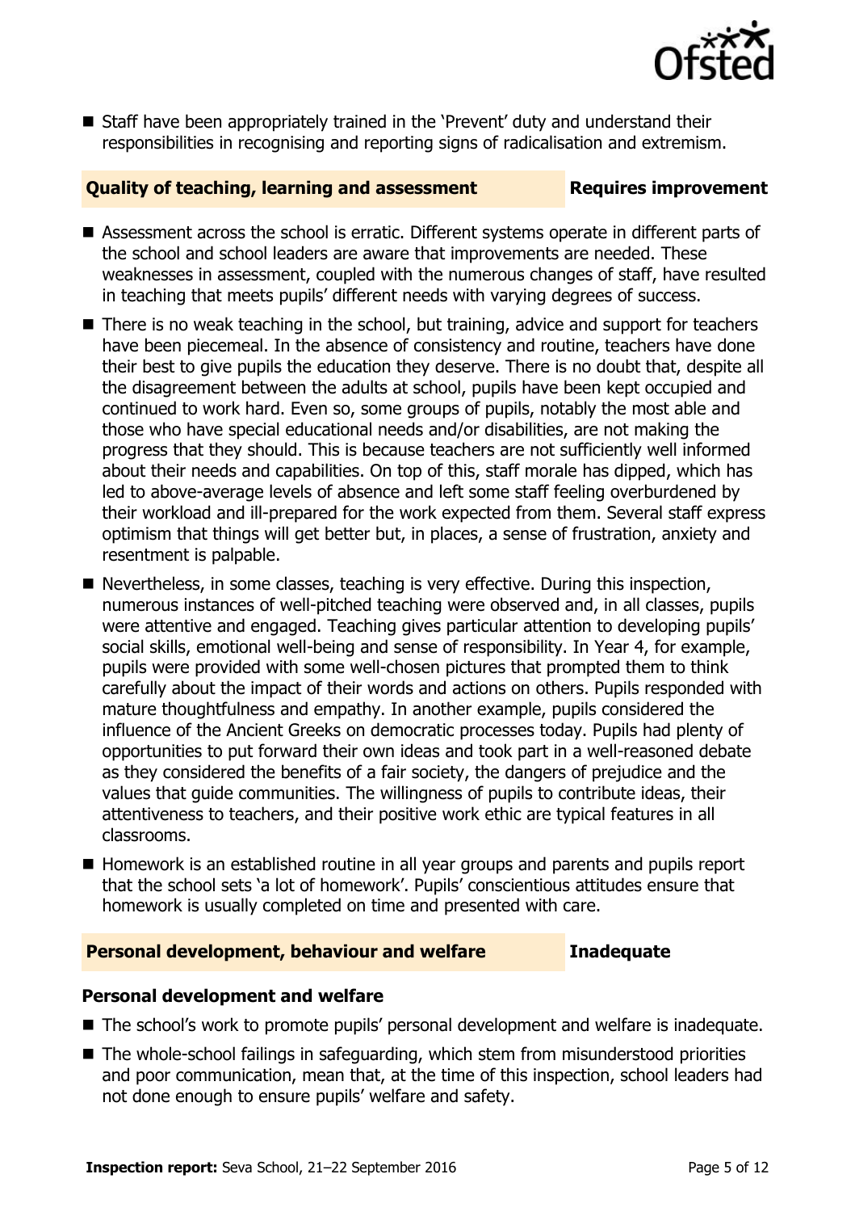- Staff have been appropriately trained in the 'Prevent' duty and understand their responsibilities in recognising and reporting signs of radicalisation and extremism.

## Quality of teaching, learning and assessment — Requires improvement

- Assessment across the school is erratic. Different systems operate in different parts of the school and school leaders are aware that improvements are needed. These weaknesses in assessment, coupled with the numerous changes of staff, have resulted in teaching that meets pupils' different needs with varying degrees of success.
- There is no weak teaching in the school, but training, advice and support for teachers have been piecemeal. In the absence of consistency and routine, teachers have done their best to give pupils the education they deserve. There is no doubt that, despite all the disagreement between the adults at school, pupils have been kept occupied and continued to work hard. Even so, some groups of pupils, notably the most able and those who have special educational needs and/or disabilities, are not making the progress that they should. This is because teachers are not sufficiently well informed about their needs and capabilities. On top of this, staff morale has dipped, which has led to above-average levels of absence and left some staff feeling overburdened by their workload and ill-prepared for the work expected from them. Several staff express optimism that things will get better but, in places, a sense of frustration, anxiety and resentment is palpable.
- Nevertheless, in some classes, teaching is very effective. During this inspection, numerous instances of well-pitched teaching were observed and, in all classes, pupils were attentive and engaged. Teaching gives particular attention to developing pupils' social skills, emotional well-being and sense of responsibility. In Year 4, for example, pupils were provided with some well-chosen pictures that prompted them to think carefully about the impact of their words and actions on others. Pupils responded with mature thoughtfulness and empathy. In another example, pupils considered the influence of the Ancient Greeks on democratic processes today. Pupils had plenty of opportunities to put forward their own ideas and took part in a well-reasoned debate as they considered the benefits of a fair society, the dangers of prejudice and the values that guide communities. The willingness of pupils to contribute ideas, their attentiveness to teachers, and their positive work ethic are typical features in all classrooms.
- Homework is an established routine in all year groups and parents and pupils report that the school sets 'a lot of homework'. Pupils' conscientious attitudes ensure that homework is usually completed on time and presented with care.

## Personal development, behaviour and welfare — Inadequate

### Personal development and welfare

- The school's work to promote pupils' personal development and welfare is inadequate.
- The whole-school failings in safeguarding, which stem from misunderstood priorities and poor communication, mean that, at the time of this inspection, school leaders had not done enough to ensure pupils' welfare and safety.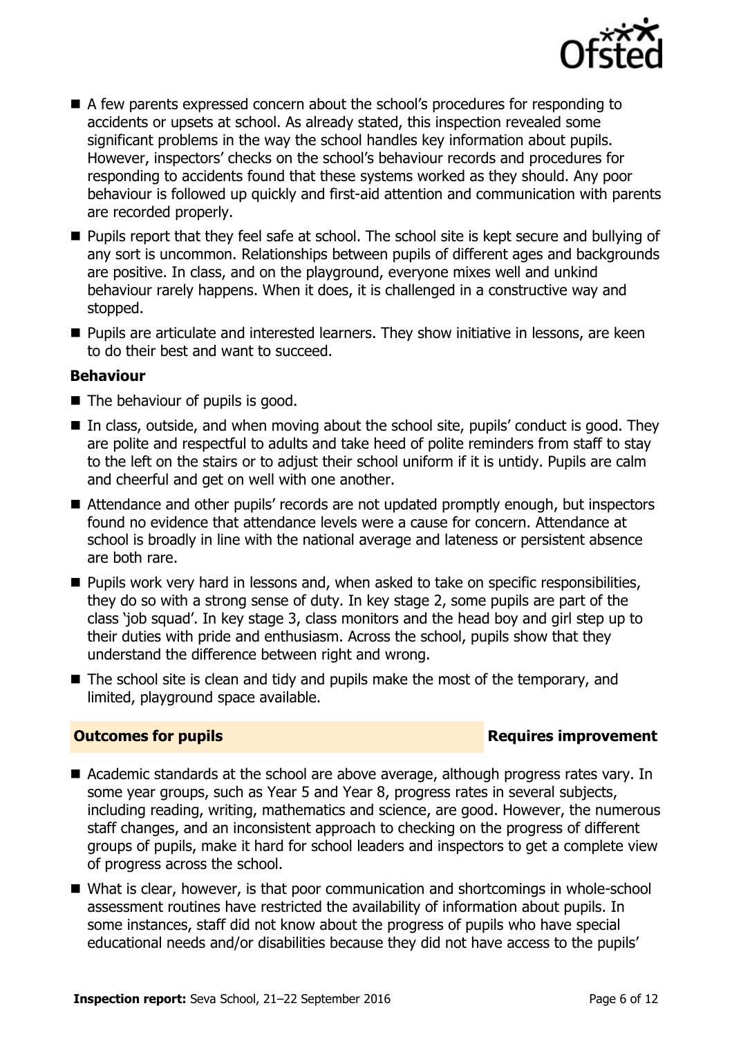- A few parents expressed concern about the school's procedures for responding to accidents or upsets at school. As already stated, this inspection revealed some significant problems in the way the school handles key information about pupils. However, inspectors' checks on the school's behaviour records and procedures for responding to accidents found that these systems worked as they should. Any poor behaviour is followed up quickly and first-aid attention and communication with parents are recorded properly.
- Pupils report that they feel safe at school. The school site is kept secure and bullying of any sort is uncommon. Relationships between pupils of different ages and backgrounds are positive. In class, and on the playground, everyone mixes well and unkind behaviour rarely happens. When it does, it is challenged in a constructive way and stopped.
- Pupils are articulate and interested learners. They show initiative in lessons, are keen to do their best and want to succeed.

**Behaviour**

- The behaviour of pupils is good.
- In class, outside, and when moving about the school site, pupils' conduct is good. They are polite and respectful to adults and take heed of polite reminders from staff to stay to the left on the stairs or to adjust their school uniform if it is untidy. Pupils are calm and cheerful and get on well with one another.
- Attendance and other pupils' records are not updated promptly enough, but inspectors found no evidence that attendance levels were a cause for concern. Attendance at school is broadly in line with the national average and lateness or persistent absence are both rare.
- Pupils work very hard in lessons and, when asked to take on specific responsibilities, they do so with a strong sense of duty. In key stage 2, some pupils are part of the class 'job squad'. In key stage 3, class monitors and the head boy and girl step up to their duties with pride and enthusiasm. Across the school, pupils show that they understand the difference between right and wrong.
- The school site is clean and tidy and pupils make the most of the temporary, and limited, playground space available.

## Outcomes for pupils — Requires improvement

- Academic standards at the school are above average, although progress rates vary. In some year groups, such as Year 5 and Year 8, progress rates in several subjects, including reading, writing, mathematics and science, are good. However, the numerous staff changes, and an inconsistent approach to checking on the progress of different groups of pupils, make it hard for school leaders and inspectors to get a complete view of progress across the school.
- What is clear, however, is that poor communication and shortcomings in whole-school assessment routines have restricted the availability of information about pupils. In some instances, staff did not know about the progress of pupils who have special educational needs and/or disabilities because they did not have access to the pupils'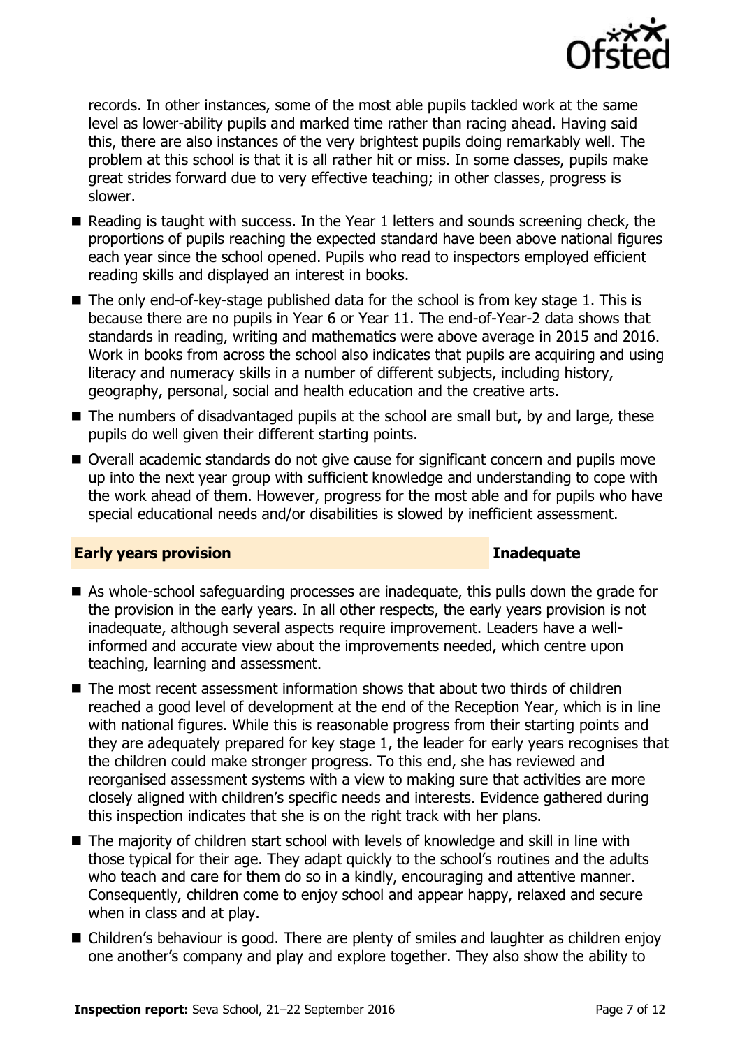records. In other instances, some of the most able pupils tackled work at the same level as lower-ability pupils and marked time rather than racing ahead. Having said this, there are also instances of the very brightest pupils doing remarkably well. The problem at this school is that it is all rather hit or miss. In some classes, pupils make great strides forward due to very effective teaching; in other classes, progress is slower.

- Reading is taught with success. In the Year 1 letters and sounds screening check, the proportions of pupils reaching the expected standard have been above national figures each year since the school opened. Pupils who read to inspectors employed efficient reading skills and displayed an interest in books.
- The only end-of-key-stage published data for the school is from key stage 1. This is because there are no pupils in Year 6 or Year 11. The end-of-Year-2 data shows that standards in reading, writing and mathematics were above average in 2015 and 2016. Work in books from across the school also indicates that pupils are acquiring and using literacy and numeracy skills in a number of different subjects, including history, geography, personal, social and health education and the creative arts.
- The numbers of disadvantaged pupils at the school are small but, by and large, these pupils do well given their different starting points.
- Overall academic standards do not give cause for significant concern and pupils move up into the next year group with sufficient knowledge and understanding to cope with the work ahead of them. However, progress for the most able and for pupils who have special educational needs and/or disabilities is slowed by inefficient assessment.

## Early years provision — Inadequate

- As whole-school safeguarding processes are inadequate, this pulls down the grade for the provision in the early years. In all other respects, the early years provision is not inadequate, although several aspects require improvement. Leaders have a well-informed and accurate view about the improvements needed, which centre upon teaching, learning and assessment.
- The most recent assessment information shows that about two thirds of children reached a good level of development at the end of the Reception Year, which is in line with national figures. While this is reasonable progress from their starting points and they are adequately prepared for key stage 1, the leader for early years recognises that the children could make stronger progress. To this end, she has reviewed and reorganised assessment systems with a view to making sure that activities are more closely aligned with children's specific needs and interests. Evidence gathered during this inspection indicates that she is on the right track with her plans.
- The majority of children start school with levels of knowledge and skill in line with those typical for their age. They adapt quickly to the school's routines and the adults who teach and care for them do so in a kindly, encouraging and attentive manner. Consequently, children come to enjoy school and appear happy, relaxed and secure when in class and at play.
- Children's behaviour is good. There are plenty of smiles and laughter as children enjoy one another's company and play and explore together. They also show the ability to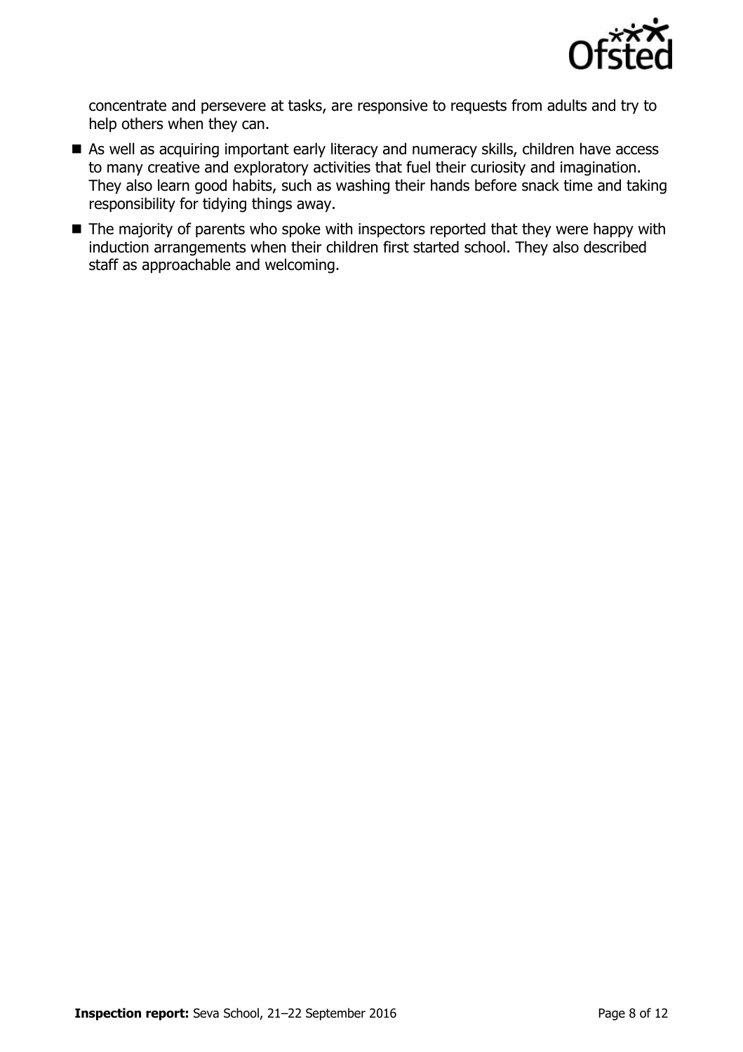concentrate and persevere at tasks, are responsive to requests from adults and try to help others when they can.

- As well as acquiring important early literacy and numeracy skills, children have access to many creative and exploratory activities that fuel their curiosity and imagination. They also learn good habits, such as washing their hands before snack time and taking responsibility for tidying things away.
- The majority of parents who spoke with inspectors reported that they were happy with induction arrangements when their children first started school. They also described staff as approachable and welcoming.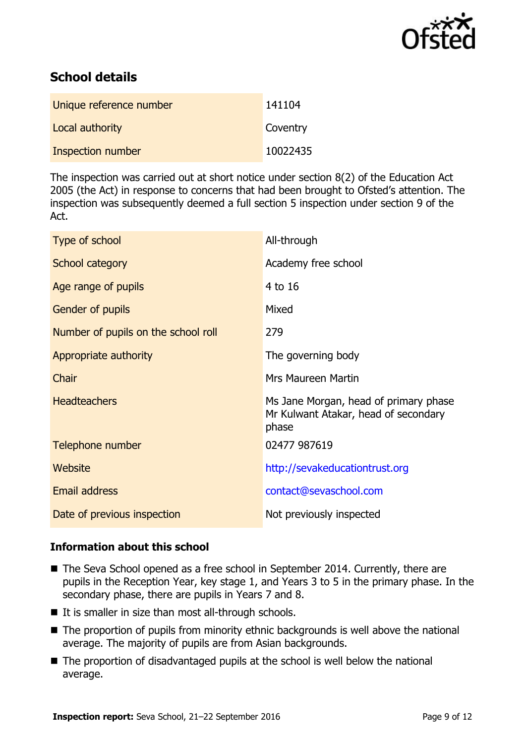## School details

| | |
|---|---|
| Unique reference number | 141104 |
| Local authority | Coventry |
| Inspection number | 10022435 |

The inspection was carried out at short notice under section 8(2) of the Education Act 2005 (the Act) in response to concerns that had been brought to Ofsted's attention. The inspection was subsequently deemed a full section 5 inspection under section 9 of the Act.

| | |
|---|---|
| Type of school | All-through |
| School category | Academy free school |
| Age range of pupils | 4 to 16 |
| Gender of pupils | Mixed |
| Number of pupils on the school roll | 279 |
| Appropriate authority | The governing body |
| Chair | Mrs Maureen Martin |
| Headteachers | Ms Jane Morgan, head of primary phase<br>Mr Kulwant Atakar, head of secondary phase |
| Telephone number | 02477 987619 |
| Website | http://sevakeducationtrust.org |
| Email address | contact@sevaschool.com |
| Date of previous inspection | Not previously inspected |

### Information about this school

- The Seva School opened as a free school in September 2014. Currently, there are pupils in the Reception Year, key stage 1, and Years 3 to 5 in the primary phase. In the secondary phase, there are pupils in Years 7 and 8.
- It is smaller in size than most all-through schools.
- The proportion of pupils from minority ethnic backgrounds is well above the national average. The majority of pupils are from Asian backgrounds.
- The proportion of disadvantaged pupils at the school is well below the national average.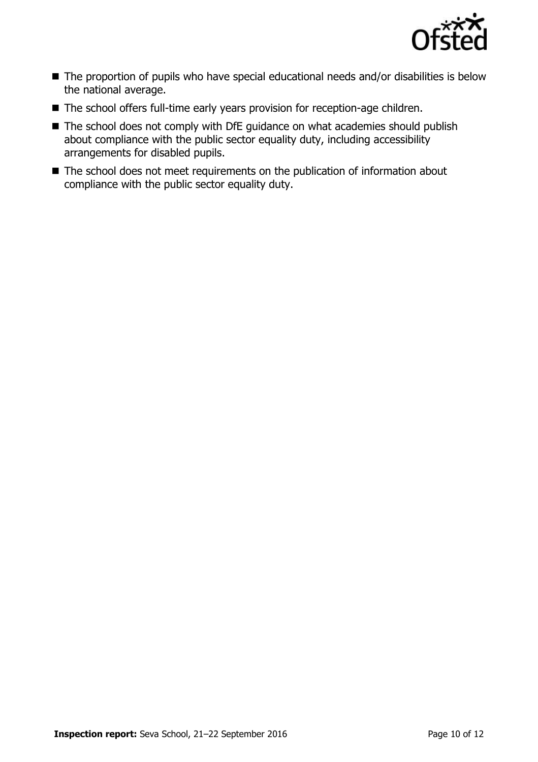- The proportion of pupils who have special educational needs and/or disabilities is below the national average.
- The school offers full-time early years provision for reception-age children.
- The school does not comply with DfE guidance on what academies should publish about compliance with the public sector equality duty, including accessibility arrangements for disabled pupils.
- The school does not meet requirements on the publication of information about compliance with the public sector equality duty.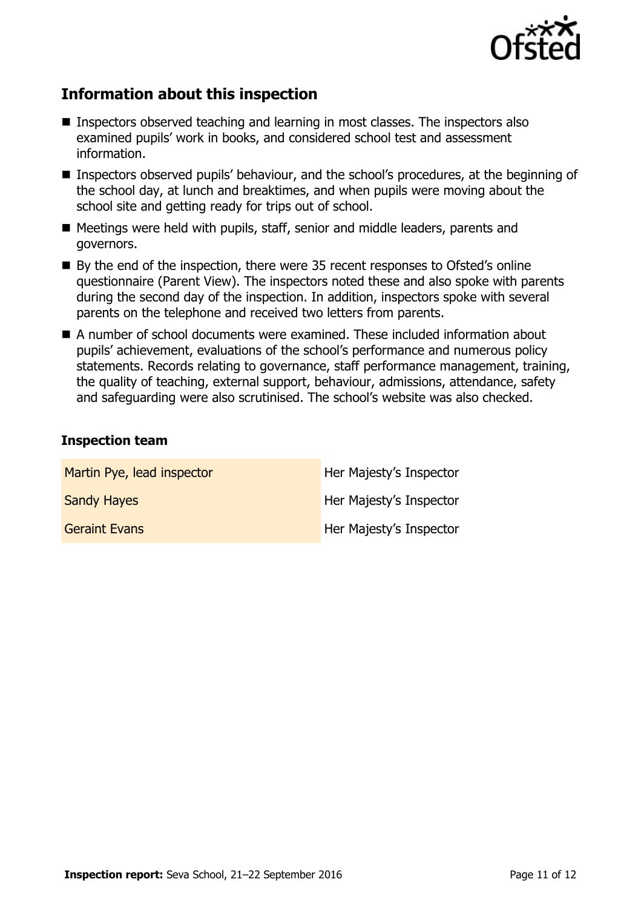## Information about this inspection

- Inspectors observed teaching and learning in most classes. The inspectors also examined pupils' work in books, and considered school test and assessment information.
- Inspectors observed pupils' behaviour, and the school's procedures, at the beginning of the school day, at lunch and breaktimes, and when pupils were moving about the school site and getting ready for trips out of school.
- Meetings were held with pupils, staff, senior and middle leaders, parents and governors.
- By the end of the inspection, there were 35 recent responses to Ofsted's online questionnaire (Parent View). The inspectors noted these and also spoke with parents during the second day of the inspection. In addition, inspectors spoke with several parents on the telephone and received two letters from parents.
- A number of school documents were examined. These included information about pupils' achievement, evaluations of the school's performance and numerous policy statements. Records relating to governance, staff performance management, training, the quality of teaching, external support, behaviour, admissions, attendance, safety and safeguarding were also scrutinised. The school's website was also checked.

### Inspection team

| | |
|---|---|
| Martin Pye, lead inspector | Her Majesty's Inspector |
| Sandy Hayes | Her Majesty's Inspector |
| Geraint Evans | Her Majesty's Inspector |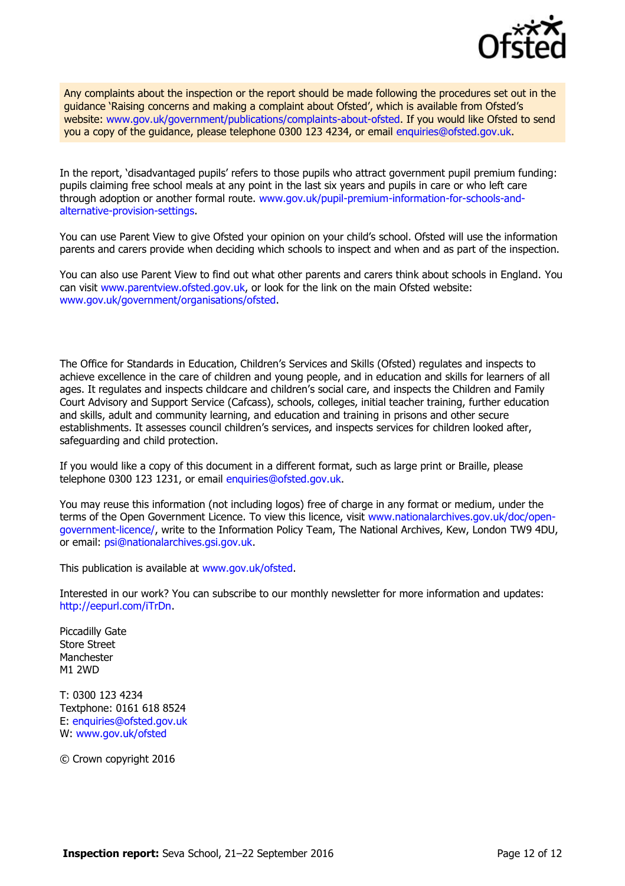Any complaints about the inspection or the report should be made following the procedures set out in the guidance 'Raising concerns and making a complaint about Ofsted', which is available from Ofsted's website: www.gov.uk/government/publications/complaints-about-ofsted. If you would like Ofsted to send you a copy of the guidance, please telephone 0300 123 4234, or email enquiries@ofsted.gov.uk.

In the report, 'disadvantaged pupils' refers to those pupils who attract government pupil premium funding: pupils claiming free school meals at any point in the last six years and pupils in care or who left care through adoption or another formal route. www.gov.uk/pupil-premium-information-for-schools-and-alternative-provision-settings.

You can use Parent View to give Ofsted your opinion on your child's school. Ofsted will use the information parents and carers provide when deciding which schools to inspect and when and as part of the inspection.

You can also use Parent View to find out what other parents and carers think about schools in England. You can visit www.parentview.ofsted.gov.uk, or look for the link on the main Ofsted website: www.gov.uk/government/organisations/ofsted.

The Office for Standards in Education, Children's Services and Skills (Ofsted) regulates and inspects to achieve excellence in the care of children and young people, and in education and skills for learners of all ages. It regulates and inspects childcare and children's social care, and inspects the Children and Family Court Advisory and Support Service (Cafcass), schools, colleges, initial teacher training, further education and skills, adult and community learning, and education and training in prisons and other secure establishments. It assesses council children's services, and inspects services for children looked after, safeguarding and child protection.

If you would like a copy of this document in a different format, such as large print or Braille, please telephone 0300 123 1231, or email enquiries@ofsted.gov.uk.

You may reuse this information (not including logos) free of charge in any format or medium, under the terms of the Open Government Licence. To view this licence, visit www.nationalarchives.gov.uk/doc/open-government-licence/, write to the Information Policy Team, The National Archives, Kew, London TW9 4DU, or email: psi@nationalarchives.gsi.gov.uk.

This publication is available at www.gov.uk/ofsted.

Interested in our work? You can subscribe to our monthly newsletter for more information and updates: http://eepurl.com/iTrDn.

Piccadilly Gate  
Store Street  
Manchester  
M1 2WD

T: 0300 123 4234  
Textphone: 0161 618 8524  
E: enquiries@ofsted.gov.uk  
W: www.gov.uk/ofsted

© Crown copyright 2016